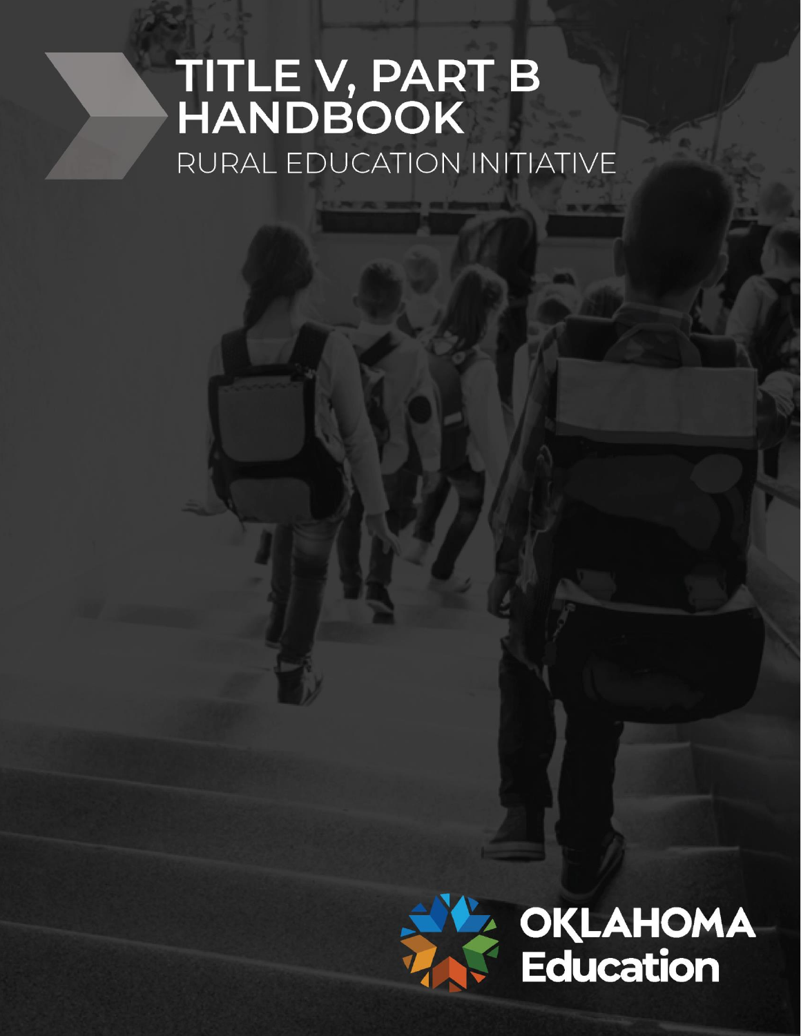# TITLE V, PART B HANDBOOK

## RURAL EDUCATION INITIATIVE

OKLAHOMA Education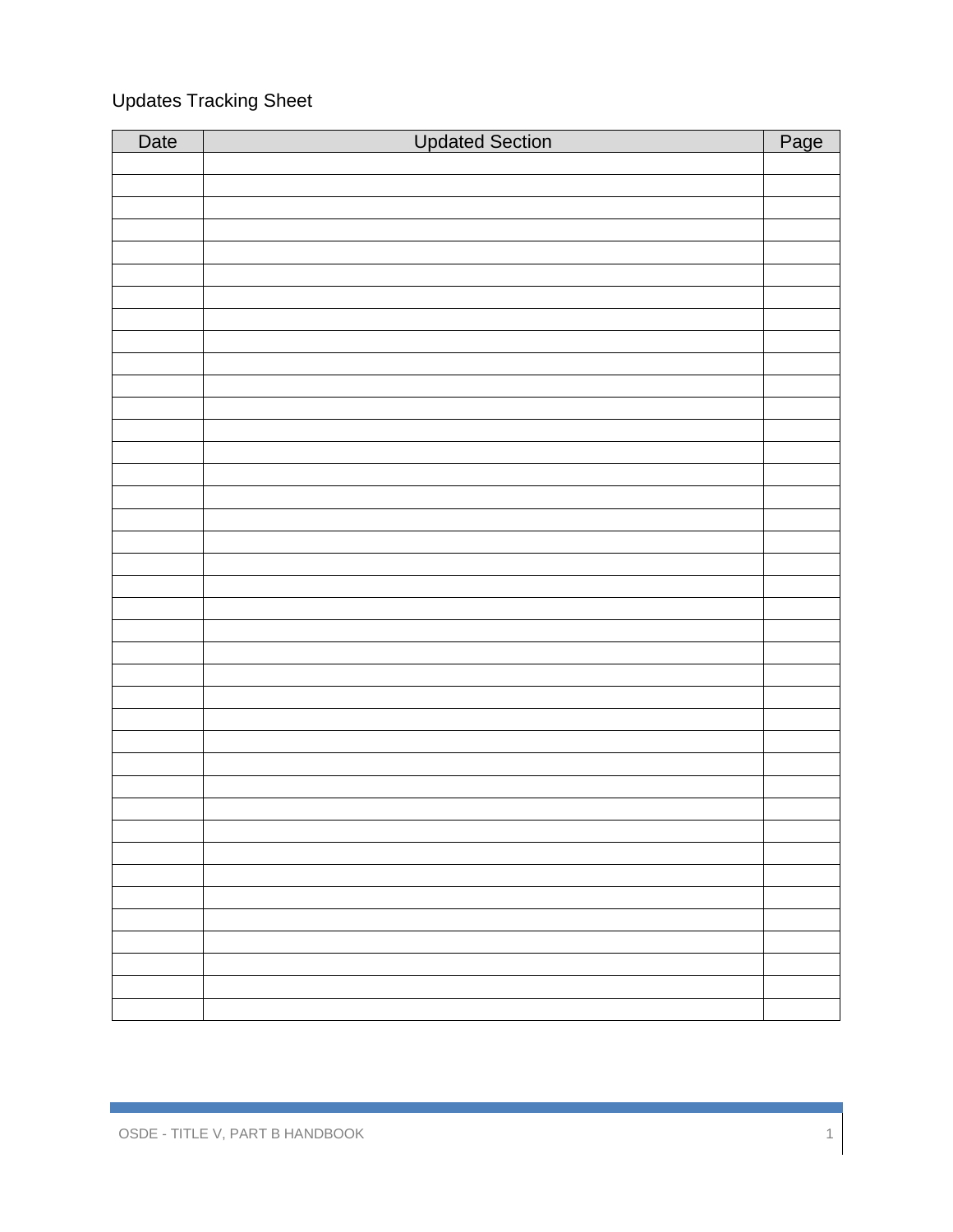Updates Tracking Sheet

| Date | Updated Section | Page |
|---|---|---|
| | | |
| | | |
| | | |
| | | |
| | | |
| | | |
| | | |
| | | |
| | | |
| | | |
| | | |
| | | |
| | | |
| | | |
| | | |
| | | |
| | | |
| | | |
| | | |
| | | |
| | | |
| | | |
| | | |
| | | |
| | | |
| | | |
| | | |
| | | |
| | | |
| | | |
| | | |
| | | |
| | | |
| | | |
| | | |
| | | |
| | | |
| | | |
| | | |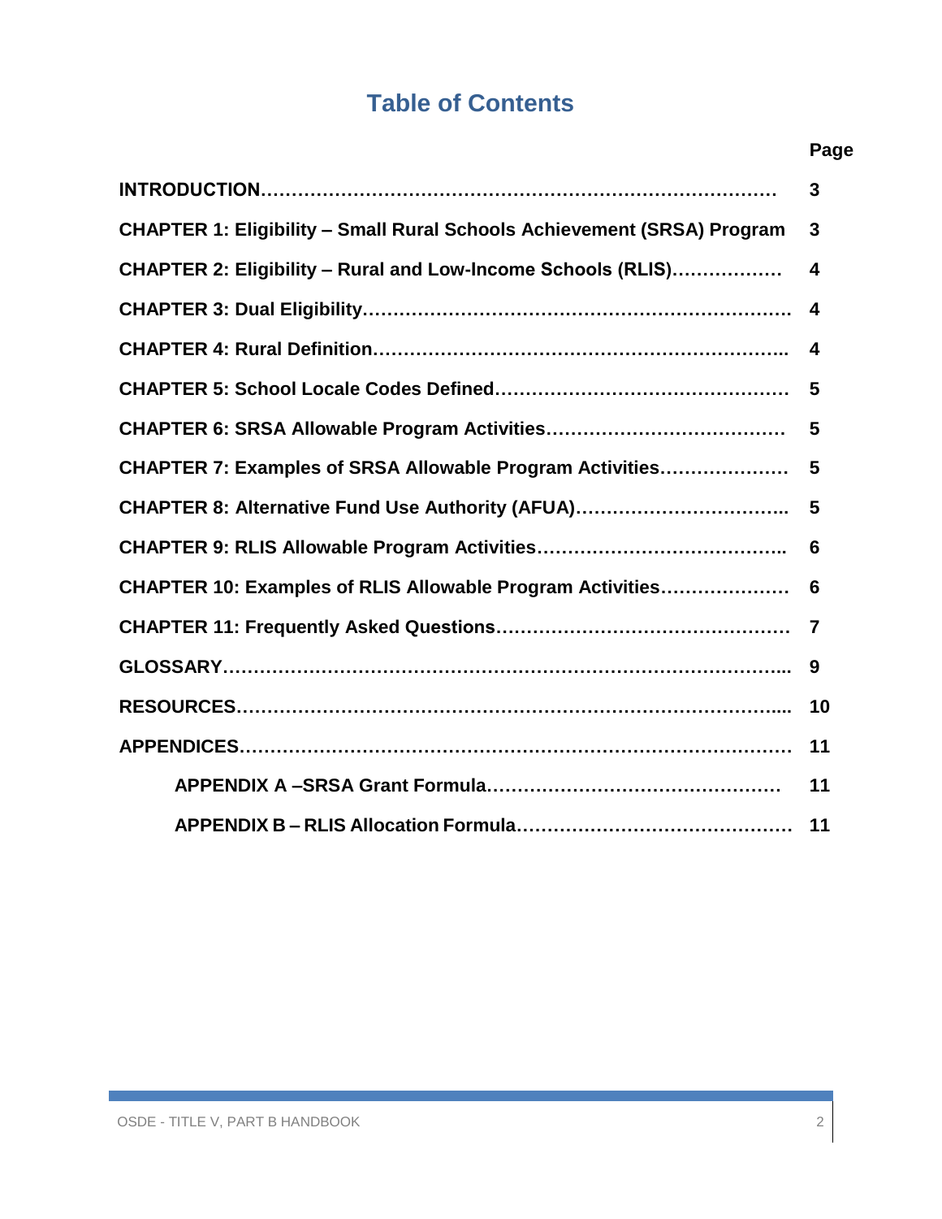# Table of Contents

| | Page |
|---|---|
| **INTRODUCTION** | **3** |
| **CHAPTER 1: Eligibility – Small Rural Schools Achievement (SRSA) Program** | **3** |
| **CHAPTER 2: Eligibility – Rural and Low-Income Schools (RLIS)** | **4** |
| **CHAPTER 3: Dual Eligibility** | **4** |
| **CHAPTER 4: Rural Definition** | **4** |
| **CHAPTER 5: School Locale Codes Defined** | **5** |
| **CHAPTER 6: SRSA Allowable Program Activities** | **5** |
| **CHAPTER 7: Examples of SRSA Allowable Program Activities** | **5** |
| **CHAPTER 8: Alternative Fund Use Authority (AFUA)** | **5** |
| **CHAPTER 9: RLIS Allowable Program Activities** | **6** |
| **CHAPTER 10: Examples of RLIS Allowable Program Activities** | **6** |
| **CHAPTER 11: Frequently Asked Questions** | **7** |
| **GLOSSARY** | **9** |
| **RESOURCES** | **10** |
| **APPENDICES** | **11** |
| **APPENDIX A –SRSA Grant Formula** | **11** |
| **APPENDIX B – RLIS Allocation Formula** | **11** |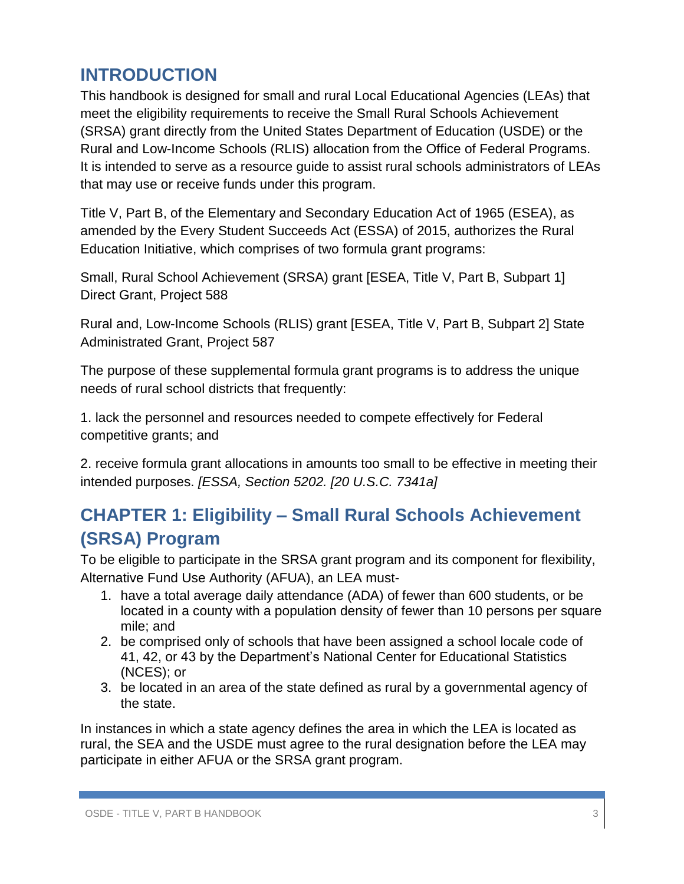## INTRODUCTION

This handbook is designed for small and rural Local Educational Agencies (LEAs) that meet the eligibility requirements to receive the Small Rural Schools Achievement (SRSA) grant directly from the United States Department of Education (USDE) or the Rural and Low-Income Schools (RLIS) allocation from the Office of Federal Programs. It is intended to serve as a resource guide to assist rural schools administrators of LEAs that may use or receive funds under this program.

Title V, Part B, of the Elementary and Secondary Education Act of 1965 (ESEA), as amended by the Every Student Succeeds Act (ESSA) of 2015, authorizes the Rural Education Initiative, which comprises of two formula grant programs:

Small, Rural School Achievement (SRSA) grant [ESEA, Title V, Part B, Subpart 1] Direct Grant, Project 588

Rural and, Low-Income Schools (RLIS) grant [ESEA, Title V, Part B, Subpart 2] State Administrated Grant, Project 587

The purpose of these supplemental formula grant programs is to address the unique needs of rural school districts that frequently:

1. lack the personnel and resources needed to compete effectively for Federal competitive grants; and

2. receive formula grant allocations in amounts too small to be effective in meeting their intended purposes. *[ESSA, Section 5202. [20 U.S.C. 7341a]*

## CHAPTER 1: Eligibility – Small Rural Schools Achievement (SRSA) Program

To be eligible to participate in the SRSA grant program and its component for flexibility, Alternative Fund Use Authority (AFUA), an LEA must-

1. have a total average daily attendance (ADA) of fewer than 600 students, or be located in a county with a population density of fewer than 10 persons per square mile; and
2. be comprised only of schools that have been assigned a school locale code of 41, 42, or 43 by the Department's National Center for Educational Statistics (NCES); or
3. be located in an area of the state defined as rural by a governmental agency of the state.

In instances in which a state agency defines the area in which the LEA is located as rural, the SEA and the USDE must agree to the rural designation before the LEA may participate in either AFUA or the SRSA grant program.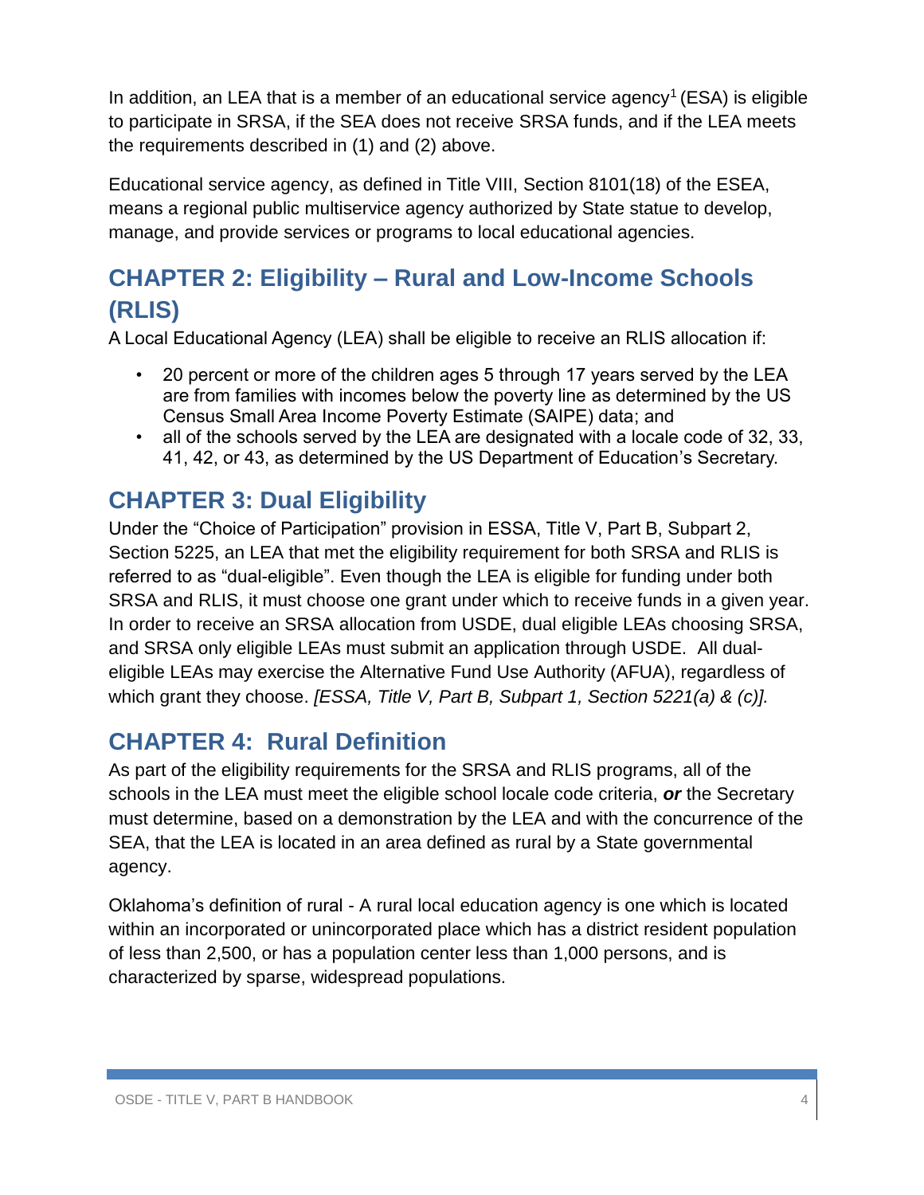In addition, an LEA that is a member of an educational service agency[1] (ESA) is eligible to participate in SRSA, if the SEA does not receive SRSA funds, and if the LEA meets the requirements described in (1) and (2) above.

Educational service agency, as defined in Title VIII, Section 8101(18) of the ESEA, means a regional public multiservice agency authorized by State statue to develop, manage, and provide services or programs to local educational agencies.

## CHAPTER 2: Eligibility – Rural and Low-Income Schools (RLIS)

A Local Educational Agency (LEA) shall be eligible to receive an RLIS allocation if:

- 20 percent or more of the children ages 5 through 17 years served by the LEA are from families with incomes below the poverty line as determined by the US Census Small Area Income Poverty Estimate (SAIPE) data; and
- all of the schools served by the LEA are designated with a locale code of 32, 33, 41, 42, or 43, as determined by the US Department of Education's Secretary.

## CHAPTER 3: Dual Eligibility

Under the "Choice of Participation" provision in ESSA, Title V, Part B, Subpart 2, Section 5225, an LEA that met the eligibility requirement for both SRSA and RLIS is referred to as "dual-eligible". Even though the LEA is eligible for funding under both SRSA and RLIS, it must choose one grant under which to receive funds in a given year. In order to receive an SRSA allocation from USDE, dual eligible LEAs choosing SRSA, and SRSA only eligible LEAs must submit an application through USDE. All dual-eligible LEAs may exercise the Alternative Fund Use Authority (AFUA), regardless of which grant they choose. *[ESSA, Title V, Part B, Subpart 1, Section 5221(a) & (c)].*

## CHAPTER 4: Rural Definition

As part of the eligibility requirements for the SRSA and RLIS programs, all of the schools in the LEA must meet the eligible school locale code criteria, ***or*** the Secretary must determine, based on a demonstration by the LEA and with the concurrence of the SEA, that the LEA is located in an area defined as rural by a State governmental agency.

Oklahoma's definition of rural - A rural local education agency is one which is located within an incorporated or unincorporated place which has a district resident population of less than 2,500, or has a population center less than 1,000 persons, and is characterized by sparse, widespread populations.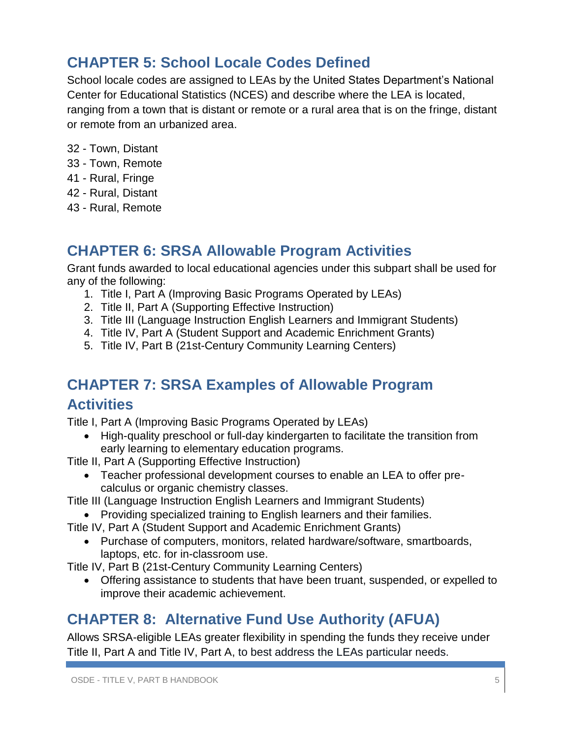## CHAPTER 5: School Locale Codes Defined

School locale codes are assigned to LEAs by the United States Department's National Center for Educational Statistics (NCES) and describe where the LEA is located, ranging from a town that is distant or remote or a rural area that is on the fringe, distant or remote from an urbanized area.

32 - Town, Distant
33 - Town, Remote
41 - Rural, Fringe
42 - Rural, Distant
43 - Rural, Remote

## CHAPTER 6: SRSA Allowable Program Activities

Grant funds awarded to local educational agencies under this subpart shall be used for any of the following:

1. Title I, Part A (Improving Basic Programs Operated by LEAs)
2. Title II, Part A (Supporting Effective Instruction)
3. Title III (Language Instruction English Learners and Immigrant Students)
4. Title IV, Part A (Student Support and Academic Enrichment Grants)
5. Title IV, Part B (21st-Century Community Learning Centers)

## CHAPTER 7: SRSA Examples of Allowable Program Activities

Title I, Part A (Improving Basic Programs Operated by LEAs)

- High-quality preschool or full-day kindergarten to facilitate the transition from early learning to elementary education programs.

Title II, Part A (Supporting Effective Instruction)

- Teacher professional development courses to enable an LEA to offer pre-calculus or organic chemistry classes.

Title III (Language Instruction English Learners and Immigrant Students)

- Providing specialized training to English learners and their families.

Title IV, Part A (Student Support and Academic Enrichment Grants)

- Purchase of computers, monitors, related hardware/software, smartboards, laptops, etc. for in-classroom use.

Title IV, Part B (21st-Century Community Learning Centers)

- Offering assistance to students that have been truant, suspended, or expelled to improve their academic achievement.

## CHAPTER 8: Alternative Fund Use Authority (AFUA)

Allows SRSA-eligible LEAs greater flexibility in spending the funds they receive under Title II, Part A and Title IV, Part A, to best address the LEAs particular needs.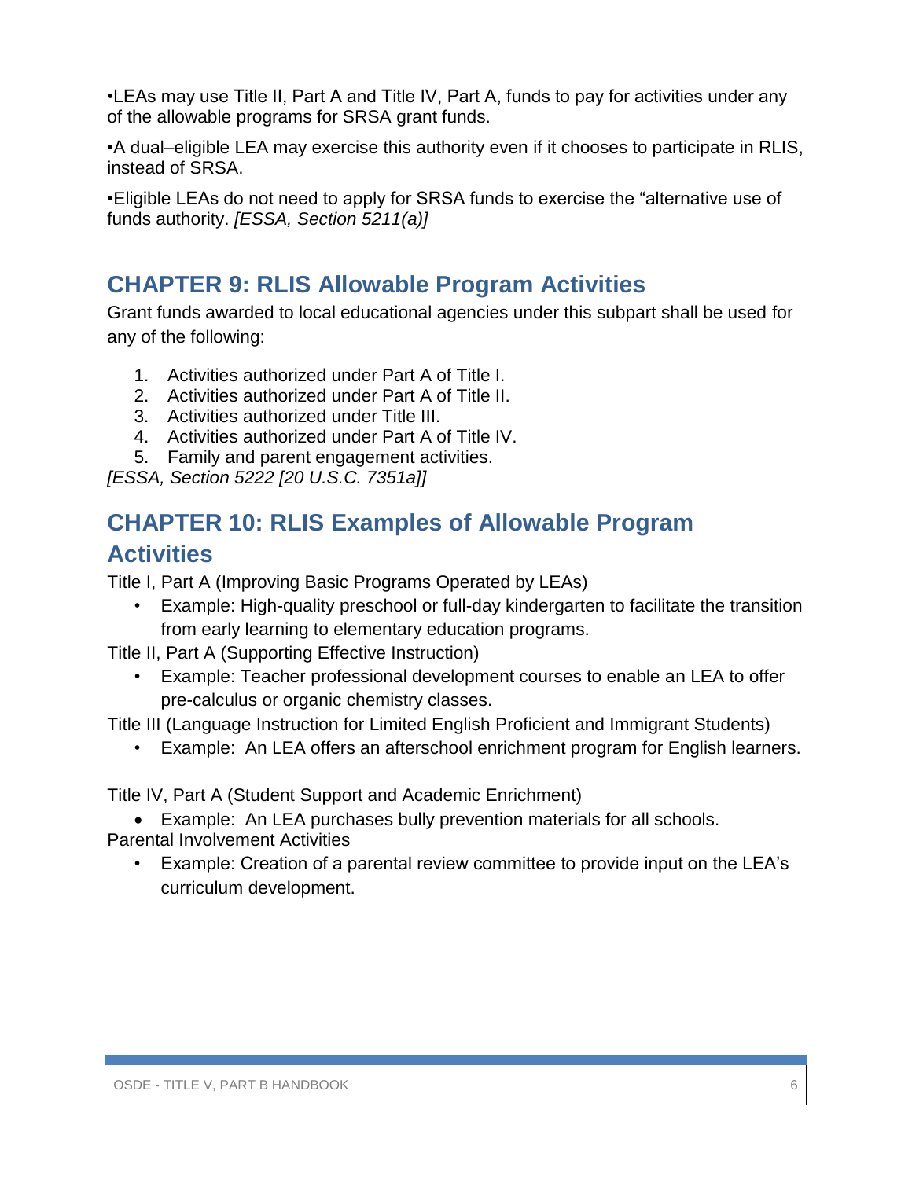•LEAs may use Title II, Part A and Title IV, Part A, funds to pay for activities under any of the allowable programs for SRSA grant funds.

•A dual–eligible LEA may exercise this authority even if it chooses to participate in RLIS, instead of SRSA.

•Eligible LEAs do not need to apply for SRSA funds to exercise the "alternative use of funds authority. *[ESSA, Section 5211(a)]*

## CHAPTER 9: RLIS Allowable Program Activities

Grant funds awarded to local educational agencies under this subpart shall be used for any of the following:

1. Activities authorized under Part A of Title I.
2. Activities authorized under Part A of Title II.
3. Activities authorized under Title III.
4. Activities authorized under Part A of Title IV.
5. Family and parent engagement activities.

*[ESSA, Section 5222 [20 U.S.C. 7351a]]*

## CHAPTER 10: RLIS Examples of Allowable Program Activities

Title I, Part A (Improving Basic Programs Operated by LEAs)

- Example: High-quality preschool or full-day kindergarten to facilitate the transition from early learning to elementary education programs.

Title II, Part A (Supporting Effective Instruction)

- Example: Teacher professional development courses to enable an LEA to offer pre-calculus or organic chemistry classes.

Title III (Language Instruction for Limited English Proficient and Immigrant Students)

- Example: An LEA offers an afterschool enrichment program for English learners.

Title IV, Part A (Student Support and Academic Enrichment)

- Example: An LEA purchases bully prevention materials for all schools.

Parental Involvement Activities

- Example: Creation of a parental review committee to provide input on the LEA's curriculum development.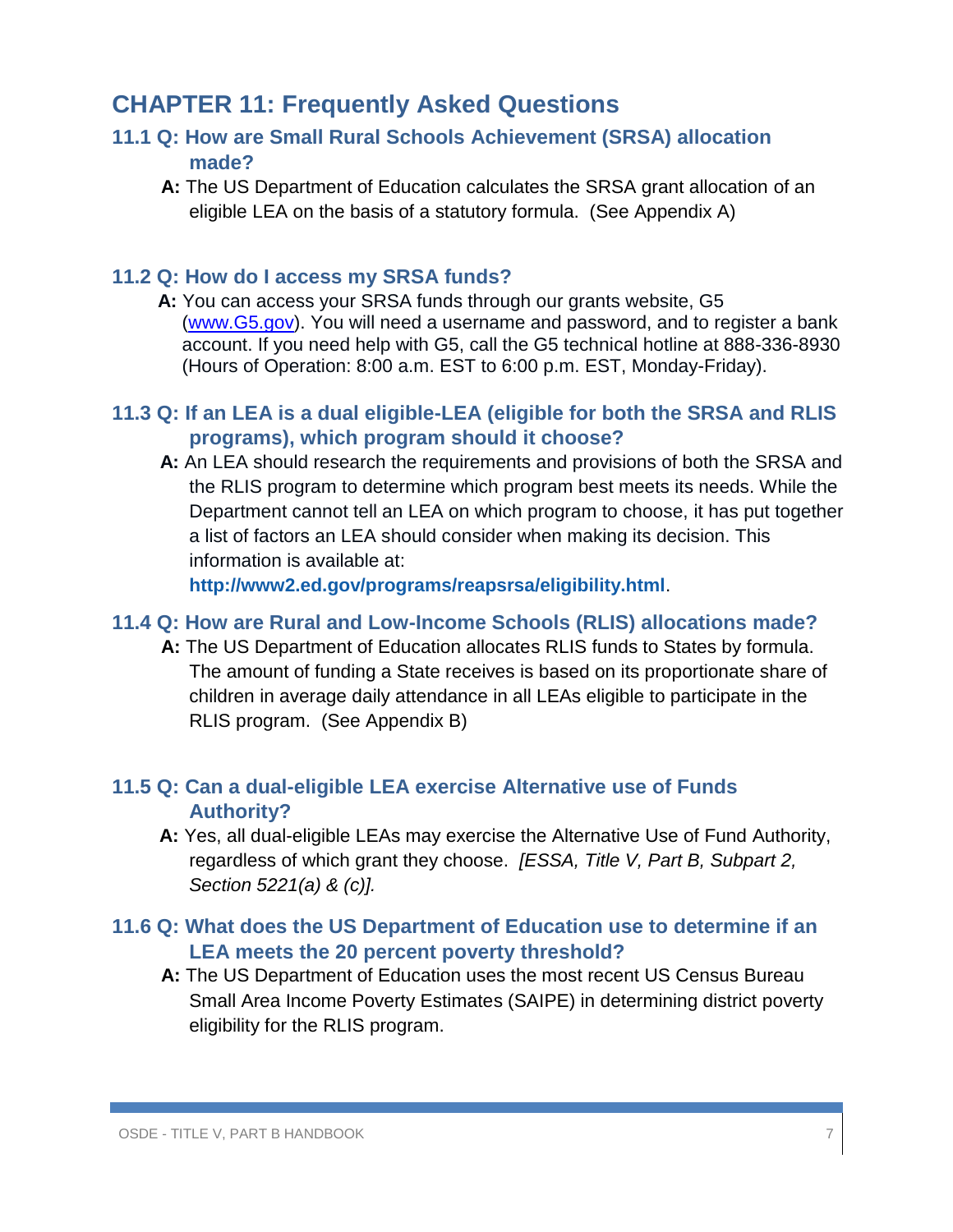# CHAPTER 11: Frequently Asked Questions

## 11.1 Q: How are Small Rural Schools Achievement (SRSA) allocation made?

**A:** The US Department of Education calculates the SRSA grant allocation of an eligible LEA on the basis of a statutory formula. (See Appendix A)

## 11.2 Q: How do I access my SRSA funds?

**A:** You can access your SRSA funds through our grants website, G5 (www.G5.gov). You will need a username and password, and to register a bank account. If you need help with G5, call the G5 technical hotline at 888-336-8930 (Hours of Operation: 8:00 a.m. EST to 6:00 p.m. EST, Monday-Friday).

## 11.3 Q: If an LEA is a dual eligible-LEA (eligible for both the SRSA and RLIS programs), which program should it choose?

**A:** An LEA should research the requirements and provisions of both the SRSA and the RLIS program to determine which program best meets its needs. While the Department cannot tell an LEA on which program to choose, it has put together a list of factors an LEA should consider when making its decision. This information is available at: **http://www2.ed.gov/programs/reapsrsa/eligibility.html**.

## 11.4 Q: How are Rural and Low-Income Schools (RLIS) allocations made?

**A:** The US Department of Education allocates RLIS funds to States by formula. The amount of funding a State receives is based on its proportionate share of children in average daily attendance in all LEAs eligible to participate in the RLIS program. (See Appendix B)

## 11.5 Q: Can a dual-eligible LEA exercise Alternative use of Funds Authority?

**A:** Yes, all dual-eligible LEAs may exercise the Alternative Use of Fund Authority, regardless of which grant they choose. *[ESSA, Title V, Part B, Subpart 2, Section 5221(a) & (c)].*

## 11.6 Q: What does the US Department of Education use to determine if an LEA meets the 20 percent poverty threshold?

**A:** The US Department of Education uses the most recent US Census Bureau Small Area Income Poverty Estimates (SAIPE) in determining district poverty eligibility for the RLIS program.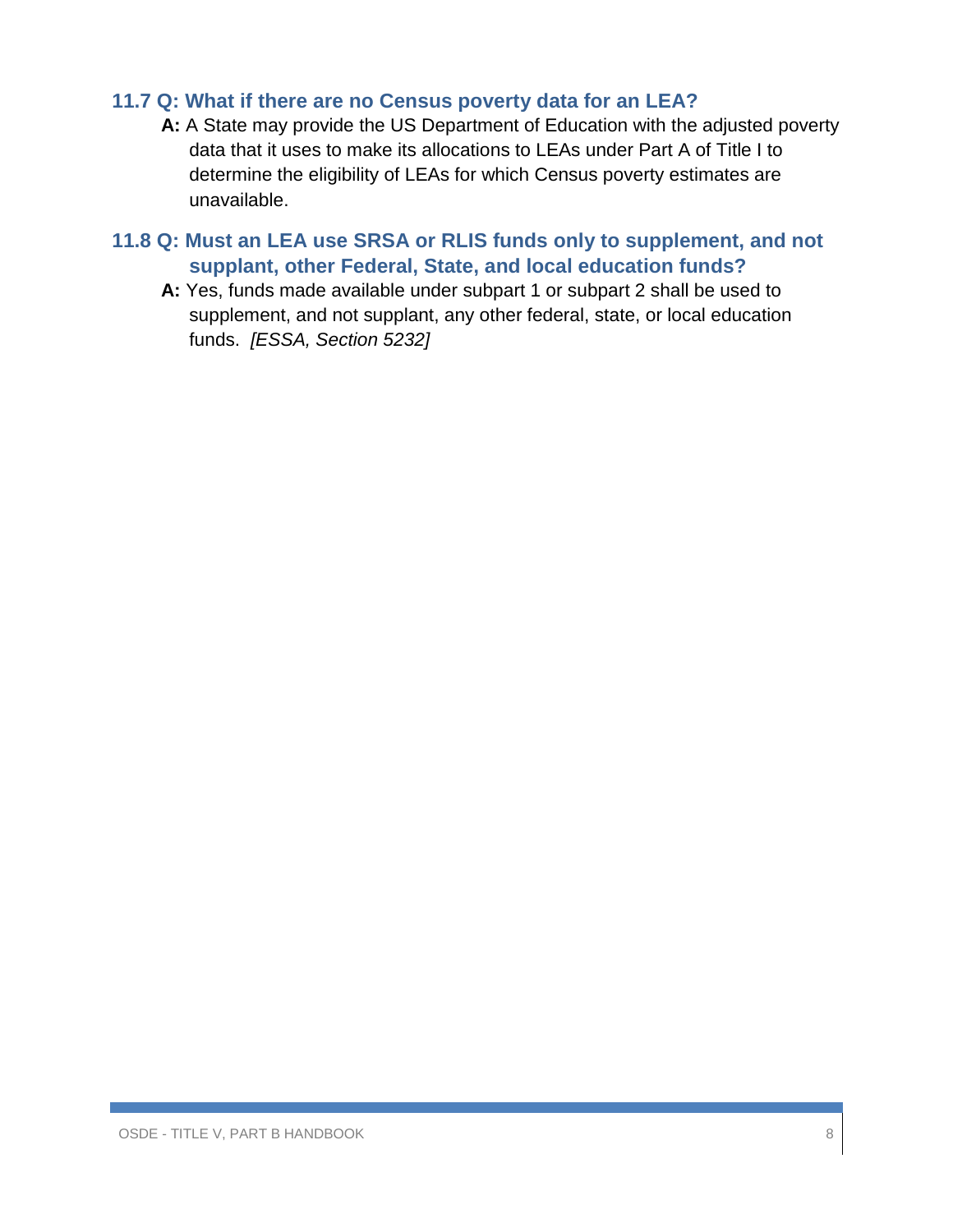### 11.7 Q: What if there are no Census poverty data for an LEA?

**A:** A State may provide the US Department of Education with the adjusted poverty data that it uses to make its allocations to LEAs under Part A of Title I to determine the eligibility of LEAs for which Census poverty estimates are unavailable.

### 11.8 Q: Must an LEA use SRSA or RLIS funds only to supplement, and not supplant, other Federal, State, and local education funds?

**A:** Yes, funds made available under subpart 1 or subpart 2 shall be used to supplement, and not supplant, any other federal, state, or local education funds. *[ESSA, Section 5232]*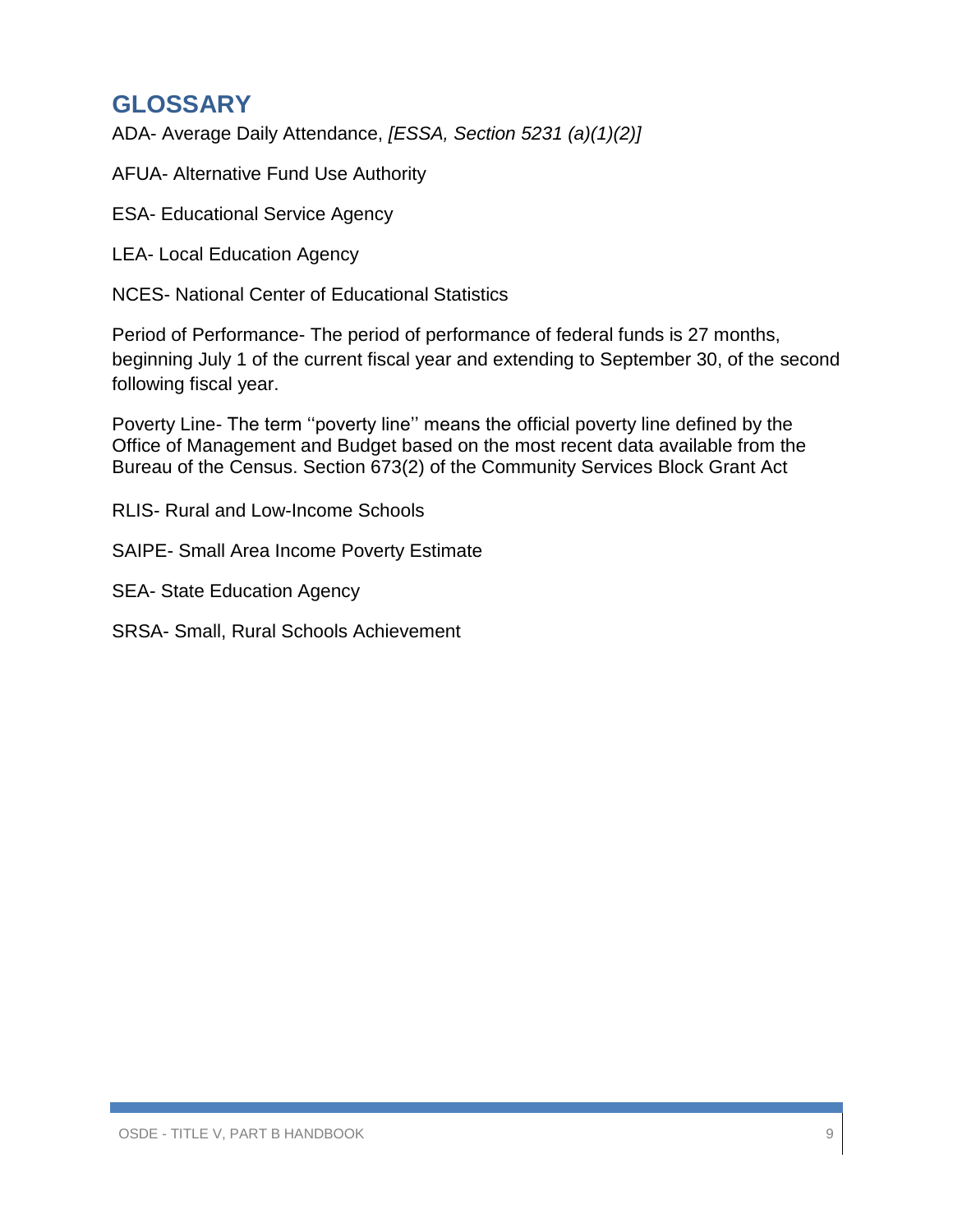## GLOSSARY

ADA- Average Daily Attendance, *[ESSA, Section 5231 (a)(1)(2)]*

AFUA- Alternative Fund Use Authority

ESA- Educational Service Agency

LEA- Local Education Agency

NCES- National Center of Educational Statistics

Period of Performance- The period of performance of federal funds is 27 months, beginning July 1 of the current fiscal year and extending to September 30, of the second following fiscal year.

Poverty Line- The term ''poverty line'' means the official poverty line defined by the Office of Management and Budget based on the most recent data available from the Bureau of the Census. Section 673(2) of the Community Services Block Grant Act

RLIS- Rural and Low-Income Schools

SAIPE- Small Area Income Poverty Estimate

SEA- State Education Agency

SRSA- Small, Rural Schools Achievement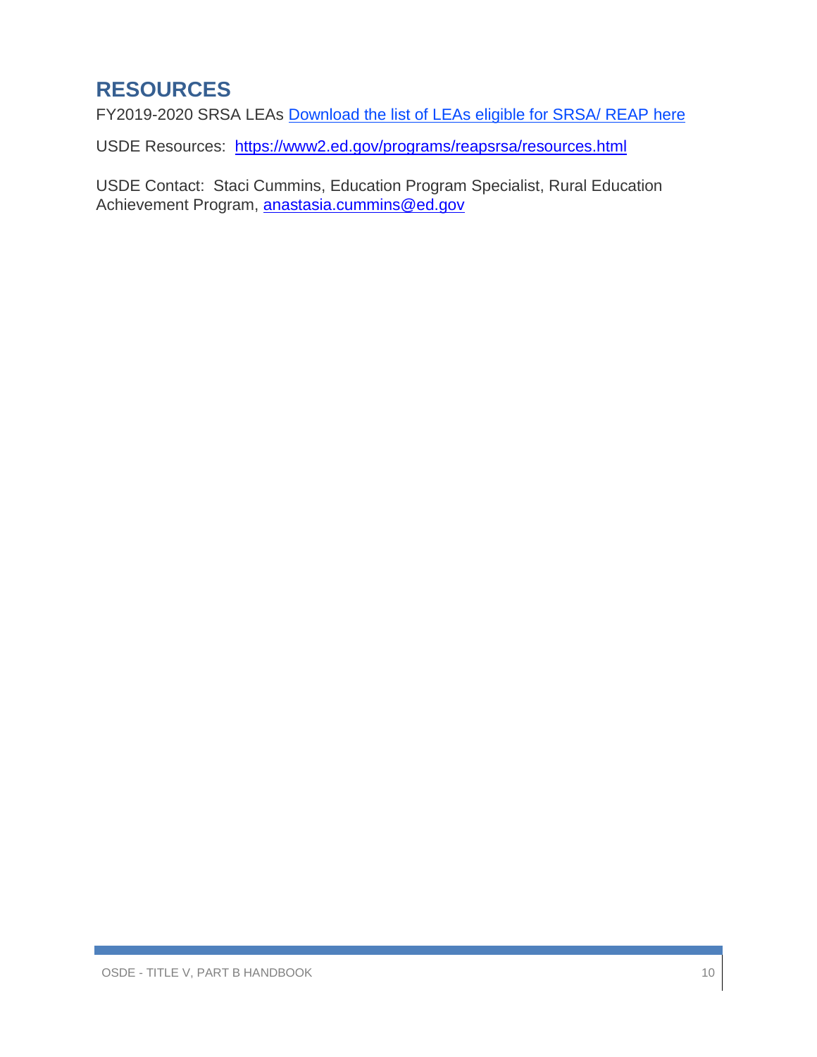## RESOURCES

FY2019-2020 SRSA LEAs [Download the list of LEAs eligible for SRSA/ REAP here]()

USDE Resources: [https://www2.ed.gov/programs/reapsrsa/resources.html](https://www2.ed.gov/programs/reapsrsa/resources.html)

USDE Contact: Staci Cummins, Education Program Specialist, Rural Education Achievement Program, [anastasia.cummins@ed.gov](mailto:anastasia.cummins@ed.gov)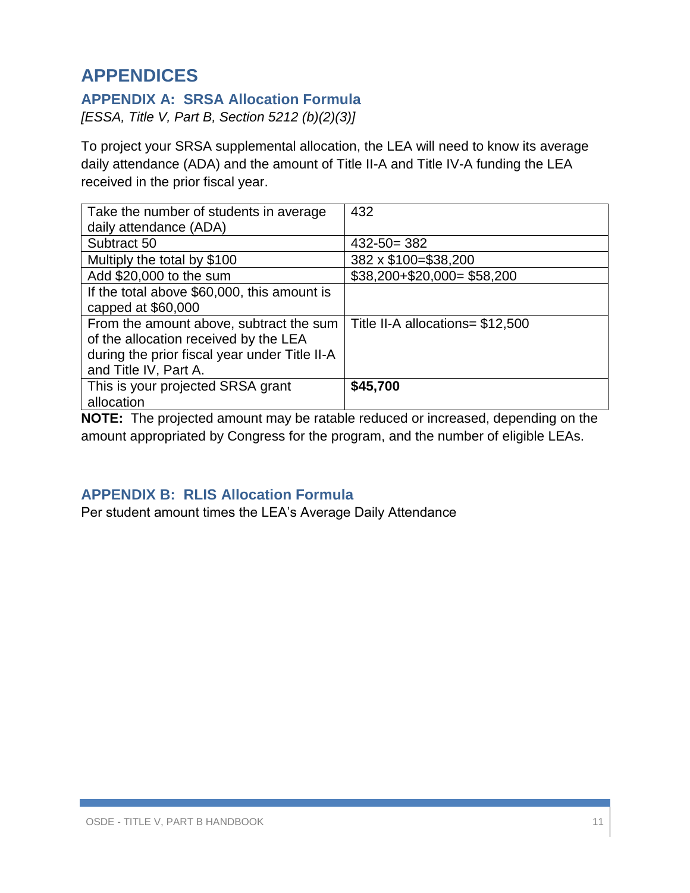# APPENDICES

## APPENDIX A: SRSA Allocation Formula

*[ESSA, Title V, Part B, Section 5212 (b)(2)(3)]*

To project your SRSA supplemental allocation, the LEA will need to know its average daily attendance (ADA) and the amount of Title II-A and Title IV-A funding the LEA received in the prior fiscal year.

| | |
|---|---|
| Take the number of students in average daily attendance (ADA) | 432 |
| Subtract 50 | 432-50= 382 |
| Multiply the total by $100 | 382 x $100=$38,200 |
| Add $20,000 to the sum | $38,200+$20,000= $58,200 |
| If the total above $60,000, this amount is capped at $60,000 | |
| From the amount above, subtract the sum of the allocation received by the LEA during the prior fiscal year under Title II-A and Title IV, Part A. | Title II-A allocations= $12,500 |
| This is your projected SRSA grant allocation | **$45,700** |

**NOTE:** The projected amount may be ratable reduced or increased, depending on the amount appropriated by Congress for the program, and the number of eligible LEAs.

## APPENDIX B: RLIS Allocation Formula

Per student amount times the LEA's Average Daily Attendance